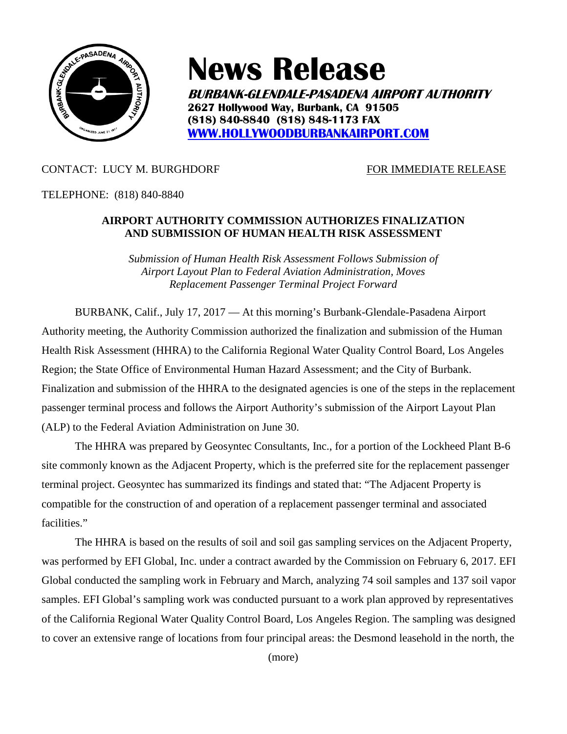# News Release

***BURBANK-GLENDALE-PASADENA AIRPORT AUTHORITY***
**2627 Hollywood Way, Burbank, CA 91505**
**(818) 840-8840 (818) 848-1173 FAX**
**[WWW.HOLLYWOODBURBANKAIRPORT.COM](http://WWW.HOLLYWOODBURBANKAIRPORT.COM)**

CONTACT: LUCY M. BURGHDORF — FOR IMMEDIATE RELEASE

TELEPHONE: (818) 840-8840

## AIRPORT AUTHORITY COMMISSION AUTHORIZES FINALIZATION AND SUBMISSION OF HUMAN HEALTH RISK ASSESSMENT

*Submission of Human Health Risk Assessment Follows Submission of Airport Layout Plan to Federal Aviation Administration, Moves Replacement Passenger Terminal Project Forward*

BURBANK, Calif., July 17, 2017 — At this morning's Burbank-Glendale-Pasadena Airport Authority meeting, the Authority Commission authorized the finalization and submission of the Human Health Risk Assessment (HHRA) to the California Regional Water Quality Control Board, Los Angeles Region; the State Office of Environmental Human Hazard Assessment; and the City of Burbank. Finalization and submission of the HHRA to the designated agencies is one of the steps in the replacement passenger terminal process and follows the Airport Authority's submission of the Airport Layout Plan (ALP) to the Federal Aviation Administration on June 30.

The HHRA was prepared by Geosyntec Consultants, Inc., for a portion of the Lockheed Plant B-6 site commonly known as the Adjacent Property, which is the preferred site for the replacement passenger terminal project. Geosyntec has summarized its findings and stated that: "The Adjacent Property is compatible for the construction of and operation of a replacement passenger terminal and associated facilities."

The HHRA is based on the results of soil and soil gas sampling services on the Adjacent Property, was performed by EFI Global, Inc. under a contract awarded by the Commission on February 6, 2017. EFI Global conducted the sampling work in February and March, analyzing 74 soil samples and 137 soil vapor samples. EFI Global's sampling work was conducted pursuant to a work plan approved by representatives of the California Regional Water Quality Control Board, Los Angeles Region. The sampling was designed to cover an extensive range of locations from four principal areas: the Desmond leasehold in the north, the

(more)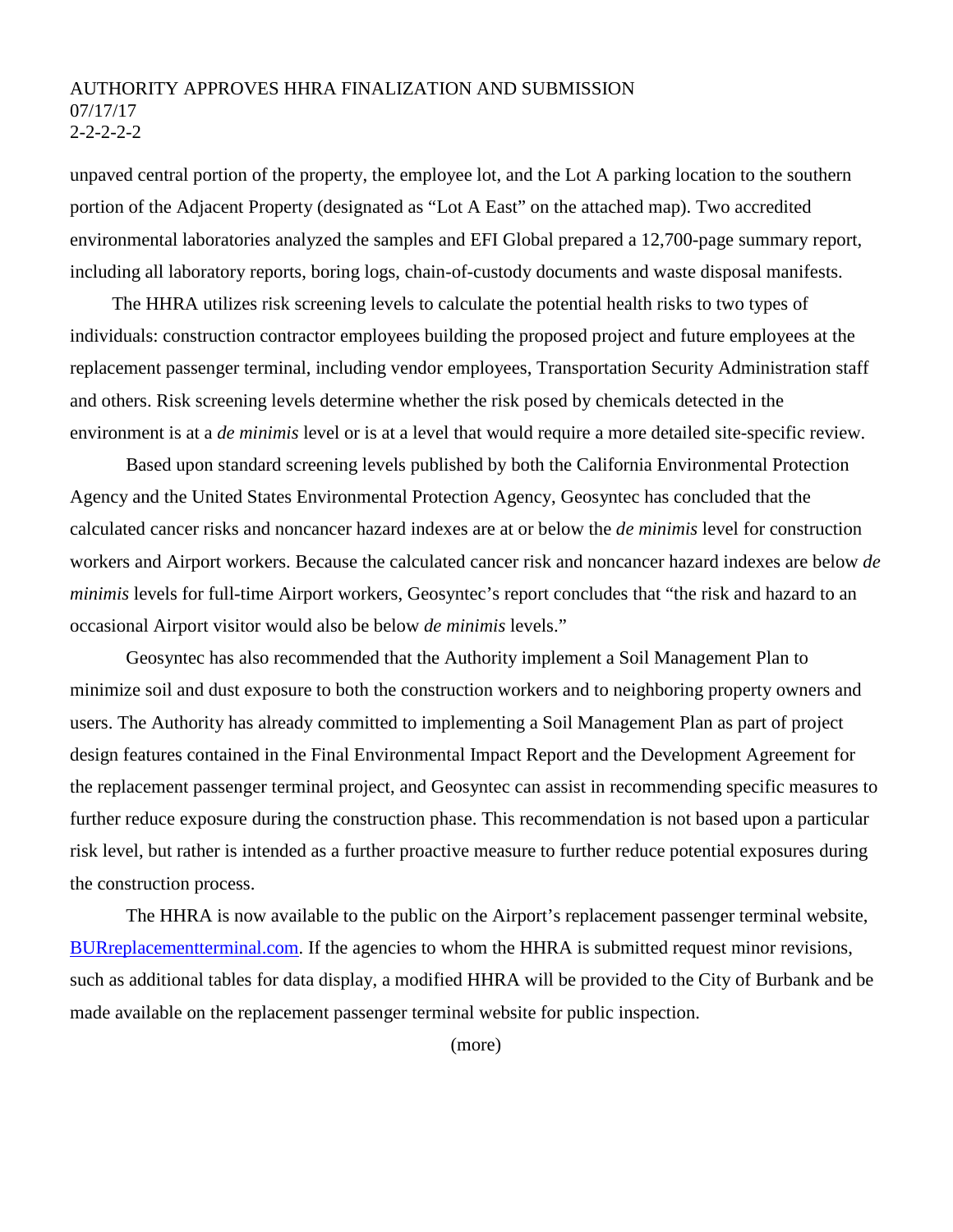unpaved central portion of the property, the employee lot, and the Lot A parking location to the southern portion of the Adjacent Property (designated as "Lot A East" on the attached map). Two accredited environmental laboratories analyzed the samples and EFI Global prepared a 12,700-page summary report, including all laboratory reports, boring logs, chain-of-custody documents and waste disposal manifests.

The HHRA utilizes risk screening levels to calculate the potential health risks to two types of individuals: construction contractor employees building the proposed project and future employees at the replacement passenger terminal, including vendor employees, Transportation Security Administration staff and others. Risk screening levels determine whether the risk posed by chemicals detected in the environment is at a *de minimis* level or is at a level that would require a more detailed site-specific review.

Based upon standard screening levels published by both the California Environmental Protection Agency and the United States Environmental Protection Agency, Geosyntec has concluded that the calculated cancer risks and noncancer hazard indexes are at or below the *de minimis* level for construction workers and Airport workers. Because the calculated cancer risk and noncancer hazard indexes are below *de minimis* levels for full-time Airport workers, Geosyntec's report concludes that "the risk and hazard to an occasional Airport visitor would also be below *de minimis* levels."

Geosyntec has also recommended that the Authority implement a Soil Management Plan to minimize soil and dust exposure to both the construction workers and to neighboring property owners and users. The Authority has already committed to implementing a Soil Management Plan as part of project design features contained in the Final Environmental Impact Report and the Development Agreement for the replacement passenger terminal project, and Geosyntec can assist in recommending specific measures to further reduce exposure during the construction phase. This recommendation is not based upon a particular risk level, but rather is intended as a further proactive measure to further reduce potential exposures during the construction process.

The HHRA is now available to the public on the Airport's replacement passenger terminal website, [BURreplacementterminal.com](http://BURreplacementterminal.com). If the agencies to whom the HHRA is submitted request minor revisions, such as additional tables for data display, a modified HHRA will be provided to the City of Burbank and be made available on the replacement passenger terminal website for public inspection.

(more)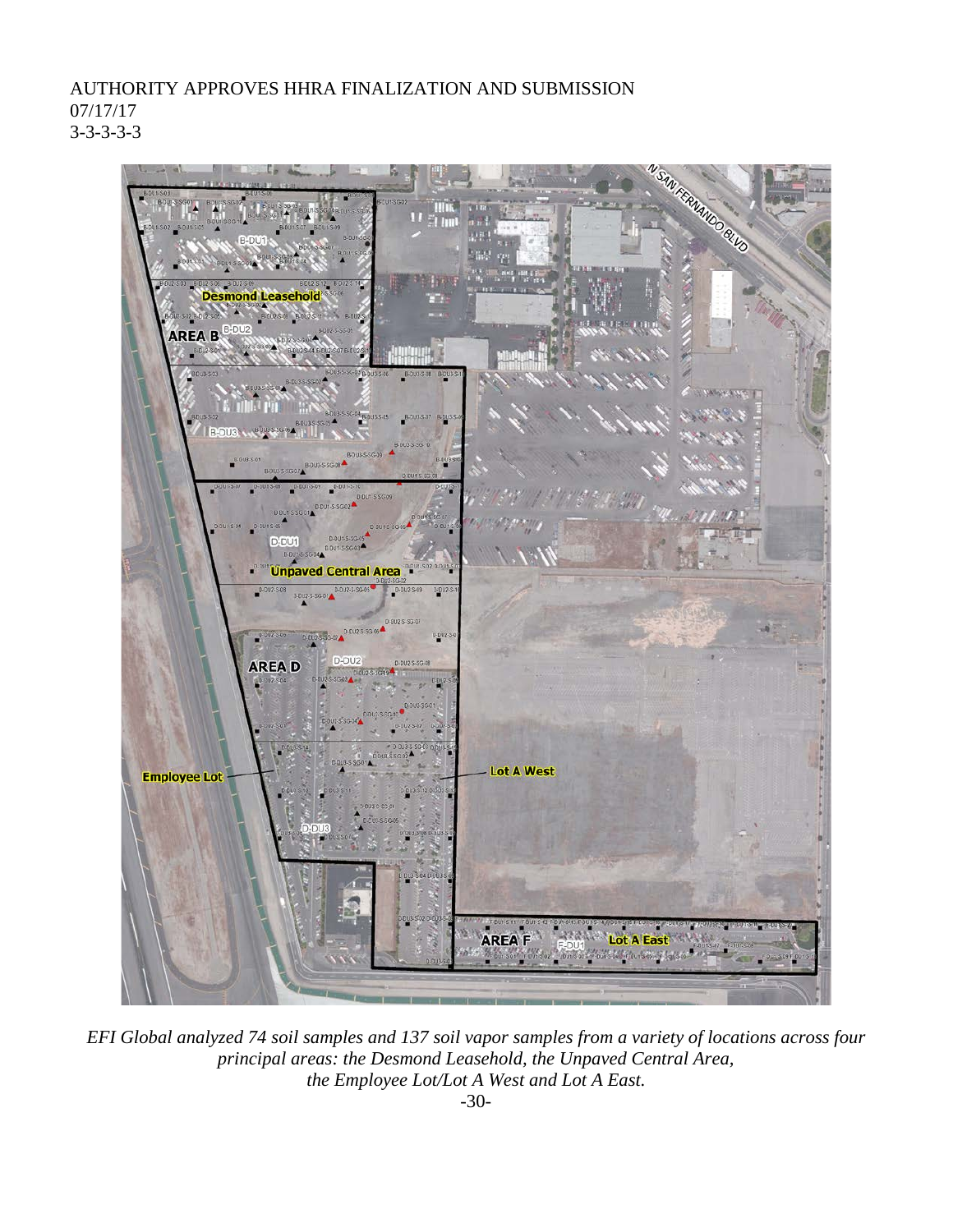*EFI Global analyzed 74 soil samples and 137 soil vapor samples from a variety of locations across four principal areas: the Desmond Leasehold, the Unpaved Central Area, the Employee Lot/Lot A West and Lot A East.*